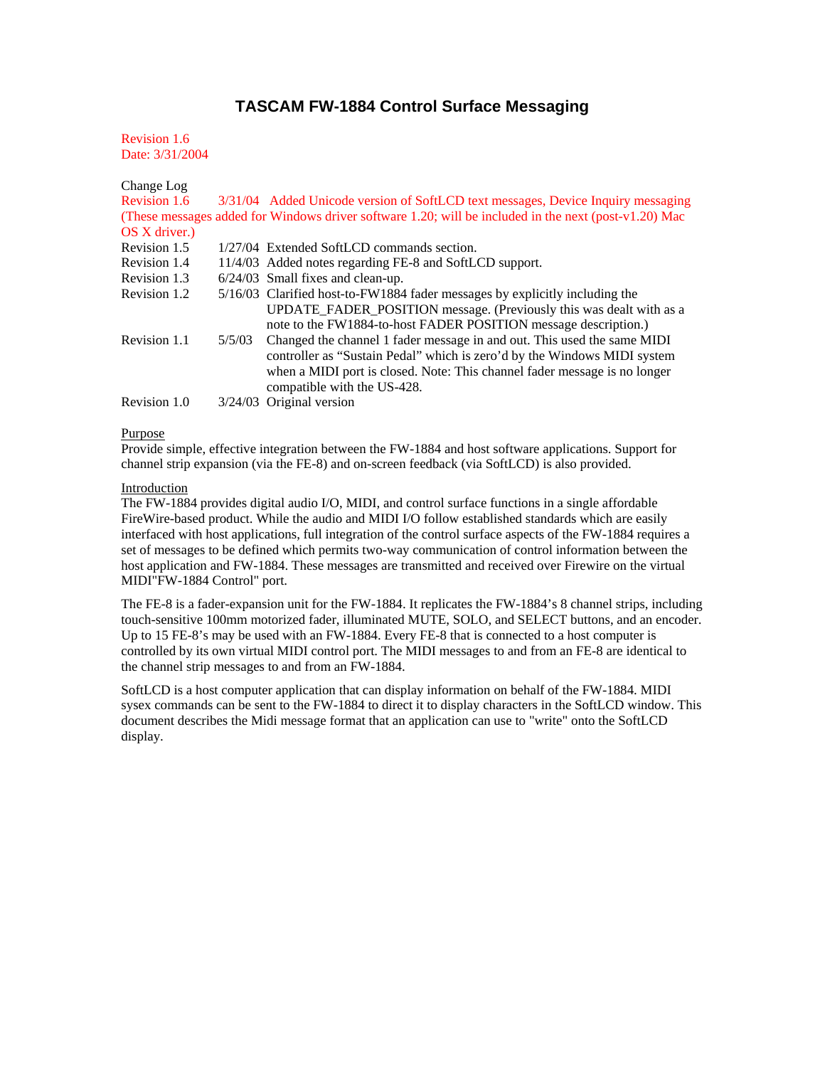# TASCAM FW-1884 Control Surface Messaging

Revision 1.6
Date: 3/31/2004

Change Log

| | | |
|---|---|---|
| Revision 1.6 | 3/31/04 | Added Unicode version of SoftLCD text messages, Device Inquiry messaging (These messages added for Windows driver software 1.20; will be included in the next (post-v1.20) Mac OS X driver.) |
| Revision 1.5 | 1/27/04 | Extended SoftLCD commands section. |
| Revision 1.4 | 11/4/03 | Added notes regarding FE-8 and SoftLCD support. |
| Revision 1.3 | 6/24/03 | Small fixes and clean-up. |
| Revision 1.2 | 5/16/03 | Clarified host-to-FW1884 fader messages by explicitly including the UPDATE_FADER_POSITION message. (Previously this was dealt with as a note to the FW1884-to-host FADER POSITION message description.) |
| Revision 1.1 | 5/5/03 | Changed the channel 1 fader message in and out. This used the same MIDI controller as "Sustain Pedal" which is zero'd by the Windows MIDI system when a MIDI port is closed. Note: This channel fader message is no longer compatible with the US-428. |
| Revision 1.0 | 3/24/03 | Original version |

## Purpose

Provide simple, effective integration between the FW-1884 and host software applications. Support for channel strip expansion (via the FE-8) and on-screen feedback (via SoftLCD) is also provided.

## Introduction

The FW-1884 provides digital audio I/O, MIDI, and control surface functions in a single affordable FireWire-based product. While the audio and MIDI I/O follow established standards which are easily interfaced with host applications, full integration of the control surface aspects of the FW-1884 requires a set of messages to be defined which permits two-way communication of control information between the host application and FW-1884. These messages are transmitted and received over Firewire on the virtual MIDI"FW-1884 Control" port.

The FE-8 is a fader-expansion unit for the FW-1884. It replicates the FW-1884's 8 channel strips, including touch-sensitive 100mm motorized fader, illuminated MUTE, SOLO, and SELECT buttons, and an encoder. Up to 15 FE-8's may be used with an FW-1884. Every FE-8 that is connected to a host computer is controlled by its own virtual MIDI control port. The MIDI messages to and from an FE-8 are identical to the channel strip messages to and from an FW-1884.

SoftLCD is a host computer application that can display information on behalf of the FW-1884. MIDI sysex commands can be sent to the FW-1884 to direct it to display characters in the SoftLCD window. This document describes the Midi message format that an application can use to "write" onto the SoftLCD display.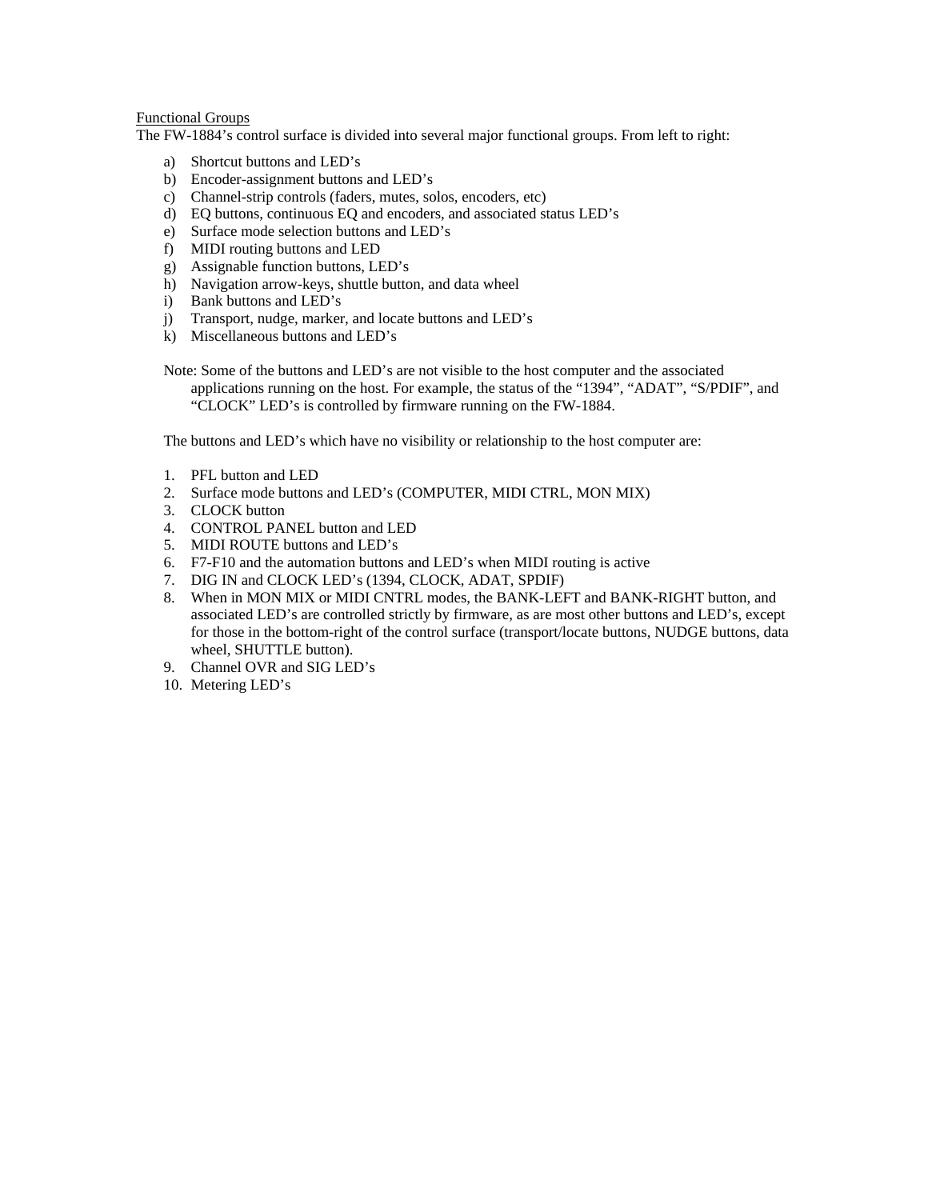Functional Groups

The FW-1884's control surface is divided into several major functional groups. From left to right:

a) Shortcut buttons and LED's
b) Encoder-assignment buttons and LED's
c) Channel-strip controls (faders, mutes, solos, encoders, etc)
d) EQ buttons, continuous EQ and encoders, and associated status LED's
e) Surface mode selection buttons and LED's
f) MIDI routing buttons and LED
g) Assignable function buttons, LED's
h) Navigation arrow-keys, shuttle button, and data wheel
i) Bank buttons and LED's
j) Transport, nudge, marker, and locate buttons and LED's
k) Miscellaneous buttons and LED's

Note: Some of the buttons and LED's are not visible to the host computer and the associated applications running on the host. For example, the status of the "1394", "ADAT", "S/PDIF", and "CLOCK" LED's is controlled by firmware running on the FW-1884.

The buttons and LED's which have no visibility or relationship to the host computer are:

1. PFL button and LED
2. Surface mode buttons and LED's (COMPUTER, MIDI CTRL, MON MIX)
3. CLOCK button
4. CONTROL PANEL button and LED
5. MIDI ROUTE buttons and LED's
6. F7-F10 and the automation buttons and LED's when MIDI routing is active
7. DIG IN and CLOCK LED's (1394, CLOCK, ADAT, SPDIF)
8. When in MON MIX or MIDI CNTRL modes, the BANK-LEFT and BANK-RIGHT button, and associated LED's are controlled strictly by firmware, as are most other buttons and LED's, except for those in the bottom-right of the control surface (transport/locate buttons, NUDGE buttons, data wheel, SHUTTLE button).
9. Channel OVR and SIG LED's
10. Metering LED's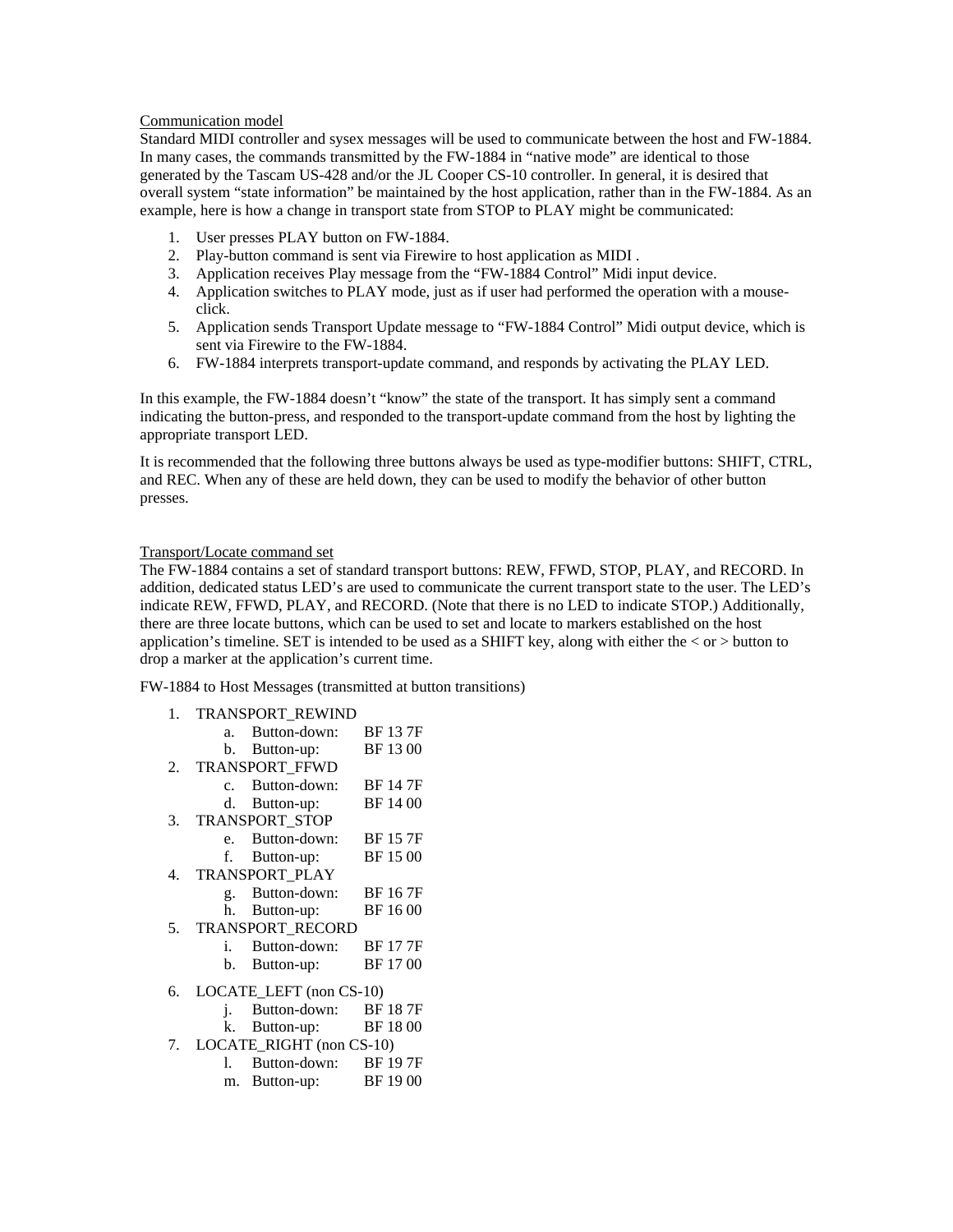Communication model

Standard MIDI controller and sysex messages will be used to communicate between the host and FW-1884. In many cases, the commands transmitted by the FW-1884 in “native mode” are identical to those generated by the Tascam US-428 and/or the JL Cooper CS-10 controller. In general, it is desired that overall system “state information” be maintained by the host application, rather than in the FW-1884. As an example, here is how a change in transport state from STOP to PLAY might be communicated:

1. User presses PLAY button on FW-1884.
2. Play-button command is sent via Firewire to host application as MIDI .
3. Application receives Play message from the “FW-1884 Control” Midi input device.
4. Application switches to PLAY mode, just as if user had performed the operation with a mouse-click.
5. Application sends Transport Update message to “FW-1884 Control” Midi output device, which is sent via Firewire to the FW-1884.
6. FW-1884 interprets transport-update command, and responds by activating the PLAY LED.

In this example, the FW-1884 doesn’t “know” the state of the transport. It has simply sent a command indicating the button-press, and responded to the transport-update command from the host by lighting the appropriate transport LED.

It is recommended that the following three buttons always be used as type-modifier buttons: SHIFT, CTRL, and REC. When any of these are held down, they can be used to modify the behavior of other button presses.

Transport/Locate command set

The FW-1884 contains a set of standard transport buttons: REW, FFWD, STOP, PLAY, and RECORD. In addition, dedicated status LED’s are used to communicate the current transport state to the user. The LED’s indicate REW, FFWD, PLAY, and RECORD. (Note that there is no LED to indicate STOP.) Additionally, there are three locate buttons, which can be used to set and locate to markers established on the host application’s timeline. SET is intended to be used as a SHIFT key, along with either the < or > button to drop a marker at the application’s current time.

FW-1884 to Host Messages (transmitted at button transitions)

1. TRANSPORT_REWIND
   a. Button-down: BF 13 7F
   b. Button-up: BF 13 00
2. TRANSPORT_FFWD
   c. Button-down: BF 14 7F
   d. Button-up: BF 14 00
3. TRANSPORT_STOP
   e. Button-down: BF 15 7F
   f. Button-up: BF 15 00
4. TRANSPORT_PLAY
   g. Button-down: BF 16 7F
   h. Button-up: BF 16 00
5. TRANSPORT_RECORD
   i. Button-down: BF 17 7F
   b. Button-up: BF 17 00
6. LOCATE_LEFT (non CS-10)
   j. Button-down: BF 18 7F
   k. Button-up: BF 18 00
7. LOCATE_RIGHT (non CS-10)
   l. Button-down: BF 19 7F
   m. Button-up: BF 19 00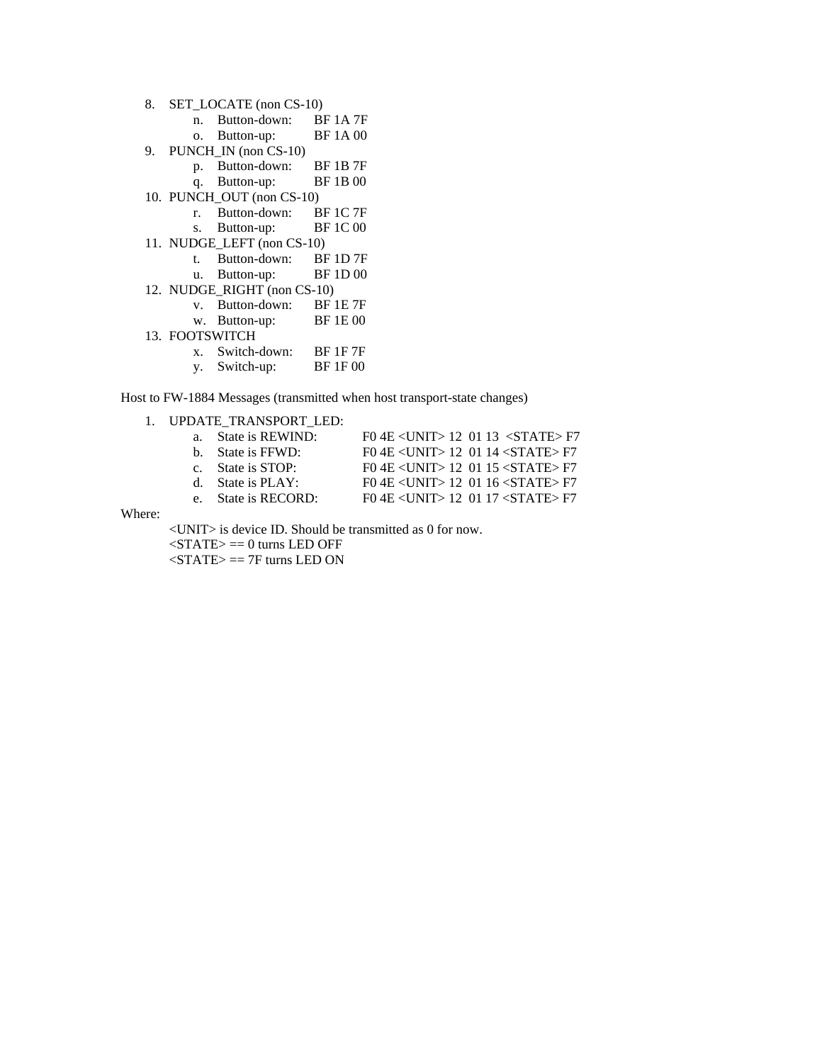8. SET_LOCATE (non CS-10)
    n. Button-down: BF 1A 7F
    o. Button-up: BF 1A 00
9. PUNCH_IN (non CS-10)
    p. Button-down: BF 1B 7F
    q. Button-up: BF 1B 00
10. PUNCH_OUT (non CS-10)
    r. Button-down: BF 1C 7F
    s. Button-up: BF 1C 00
11. NUDGE_LEFT (non CS-10)
    t. Button-down: BF 1D 7F
    u. Button-up: BF 1D 00
12. NUDGE_RIGHT (non CS-10)
    v. Button-down: BF 1E 7F
    w. Button-up: BF 1E 00
13. FOOTSWITCH
    x. Switch-down: BF 1F 7F
    y. Switch-up: BF 1F 00

Host to FW-1884 Messages (transmitted when host transport-state changes)

1. UPDATE_TRANSPORT_LED:
    a. State is REWIND: F0 4E <UNIT> 12 01 13 <STATE> F7
    b. State is FFWD: F0 4E <UNIT> 12 01 14 <STATE> F7
    c. State is STOP: F0 4E <UNIT> 12 01 15 <STATE> F7
    d. State is PLAY: F0 4E <UNIT> 12 01 16 <STATE> F7
    e. State is RECORD: F0 4E <UNIT> 12 01 17 <STATE> F7

Where:

<UNIT> is device ID. Should be transmitted as 0 for now.
<STATE> == 0 turns LED OFF
<STATE> == 7F turns LED ON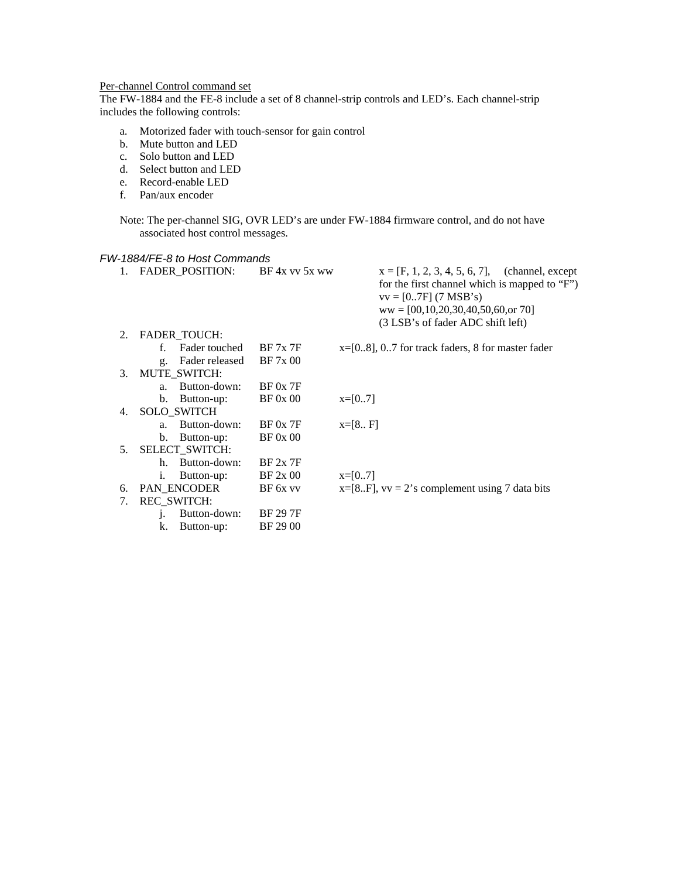Per-channel Control command set

The FW-1884 and the FE-8 include a set of 8 channel-strip controls and LED's. Each channel-strip includes the following controls:

a. Motorized fader with touch-sensor for gain control
b. Mute button and LED
c. Solo button and LED
d. Select button and LED
e. Record-enable LED
f. Pan/aux encoder

Note: The per-channel SIG, OVR LED's are under FW-1884 firmware control, and do not have associated host control messages.

*FW-1884/FE-8 to Host Commands*

1. FADER_POSITION: BF 4x vv 5x ww
   - x = [F, 1, 2, 3, 4, 5, 6, 7], (channel, except for the first channel which is mapped to "F")
   - vv = [0..7F] (7 MSB's)
   - ww = [00,10,20,30,40,50,60,or 70] (3 LSB's of fader ADC shift left)
2. FADER_TOUCH:
   f. Fader touched BF 7x 7F — x=[0..8], 0..7 for track faders, 8 for master fader
   g. Fader released BF 7x 00
3. MUTE_SWITCH:
   a. Button-down: BF 0x 7F
   b. Button-up: BF 0x 00 — x=[0..7]
4. SOLO_SWITCH
   a. Button-down: BF 0x 7F — x=[8.. F]
   b. Button-up: BF 0x 00
5. SELECT_SWITCH:
   h. Button-down: BF 2x 7F
   i. Button-up: BF 2x 00 — x=[0..7]
6. PAN_ENCODER BF 6x vv — x=[8..F], vv = 2's complement using 7 data bits
7. REC_SWITCH:
   j. Button-down: BF 29 7F
   k. Button-up: BF 29 00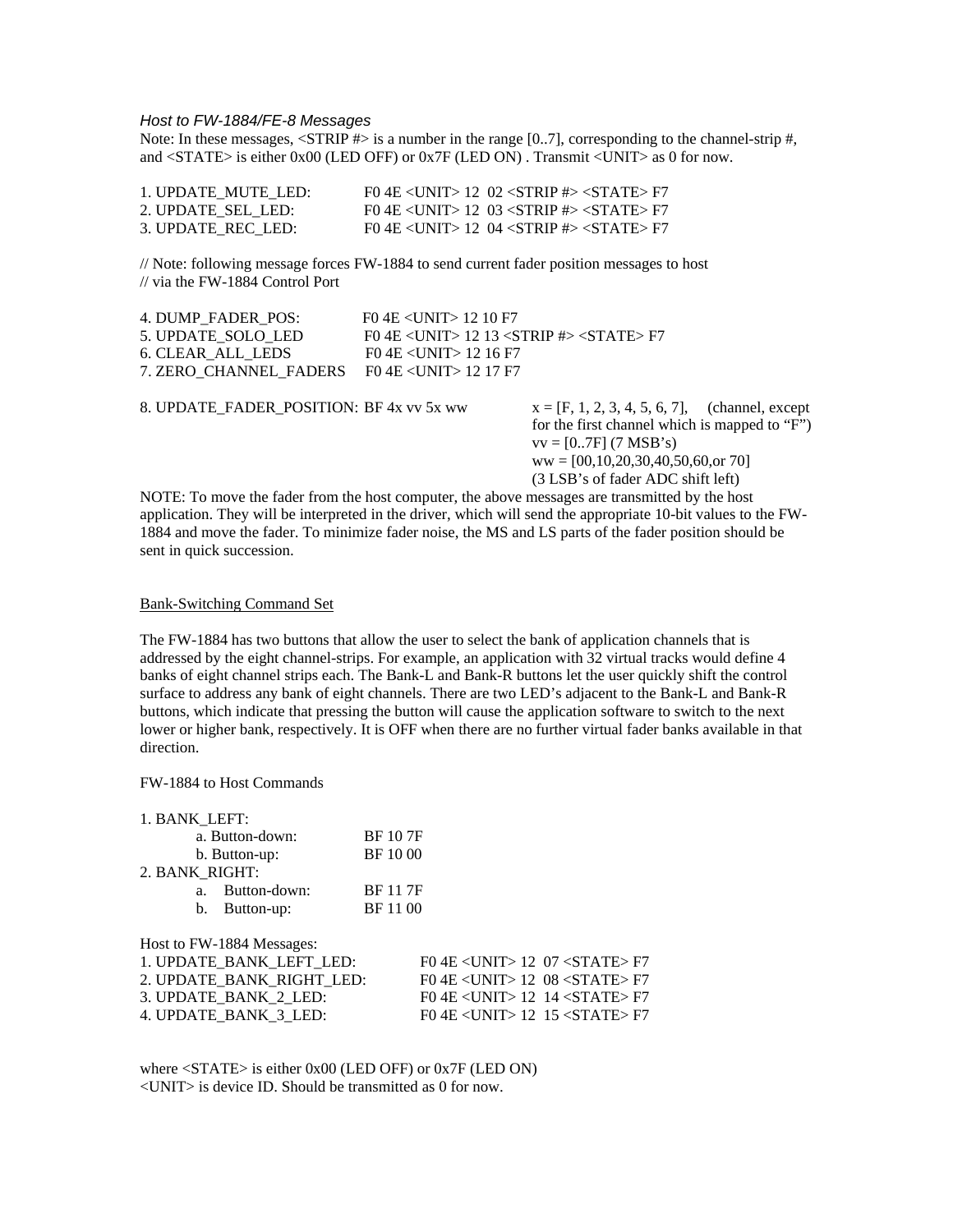*Host to FW-1884/FE-8 Messages*

Note: In these messages, <STRIP #> is a number in the range [0..7], corresponding to the channel-strip #, and <STATE> is either 0x00 (LED OFF) or 0x7F (LED ON) . Transmit <UNIT> as 0 for now.

1. UPDATE_MUTE_LED: F0 4E <UNIT> 12 02 <STRIP #> <STATE> F7
2. UPDATE_SEL_LED: F0 4E <UNIT> 12 03 <STRIP #> <STATE> F7
3. UPDATE_REC_LED: F0 4E <UNIT> 12 04 <STRIP #> <STATE> F7

// Note: following message forces FW-1884 to send current fader position messages to host
// via the FW-1884 Control Port

4. DUMP_FADER_POS: F0 4E <UNIT> 12 10 F7
5. UPDATE_SOLO_LED F0 4E <UNIT> 12 13 <STRIP #> <STATE> F7
6. CLEAR_ALL_LEDS F0 4E <UNIT> 12 16 F7
7. ZERO_CHANNEL_FADERS F0 4E <UNIT> 12 17 F7

8. UPDATE_FADER_POSITION: BF 4x vv 5x ww

   x = [F, 1, 2, 3, 4, 5, 6, 7], (channel, except for the first channel which is mapped to "F")
   vv = [0..7F] (7 MSB's)
   ww = [00,10,20,30,40,50,60,or 70] (3 LSB's of fader ADC shift left)

NOTE: To move the fader from the host computer, the above messages are transmitted by the host application. They will be interpreted in the driver, which will send the appropriate 10-bit values to the FW-1884 and move the fader. To minimize fader noise, the MS and LS parts of the fader position should be sent in quick succession.

## Bank-Switching Command Set

The FW-1884 has two buttons that allow the user to select the bank of application channels that is addressed by the eight channel-strips. For example, an application with 32 virtual tracks would define 4 banks of eight channel strips each. The Bank-L and Bank-R buttons let the user quickly shift the control surface to address any bank of eight channels. There are two LED's adjacent to the Bank-L and Bank-R buttons, which indicate that pressing the button will cause the application software to switch to the next lower or higher bank, respectively. It is OFF when there are no further virtual fader banks available in that direction.

FW-1884 to Host Commands

1. BANK_LEFT:
   a. Button-down: BF 10 7F
   b. Button-up: BF 10 00
2. BANK_RIGHT:
   a. Button-down: BF 11 7F
   b. Button-up: BF 11 00

Host to FW-1884 Messages:

1. UPDATE_BANK_LEFT_LED: F0 4E <UNIT> 12 07 <STATE> F7
2. UPDATE_BANK_RIGHT_LED: F0 4E <UNIT> 12 08 <STATE> F7
3. UPDATE_BANK_2_LED: F0 4E <UNIT> 12 14 <STATE> F7
4. UPDATE_BANK_3_LED: F0 4E <UNIT> 12 15 <STATE> F7

where <STATE> is either 0x00 (LED OFF) or 0x7F (LED ON)
<UNIT> is device ID. Should be transmitted as 0 for now.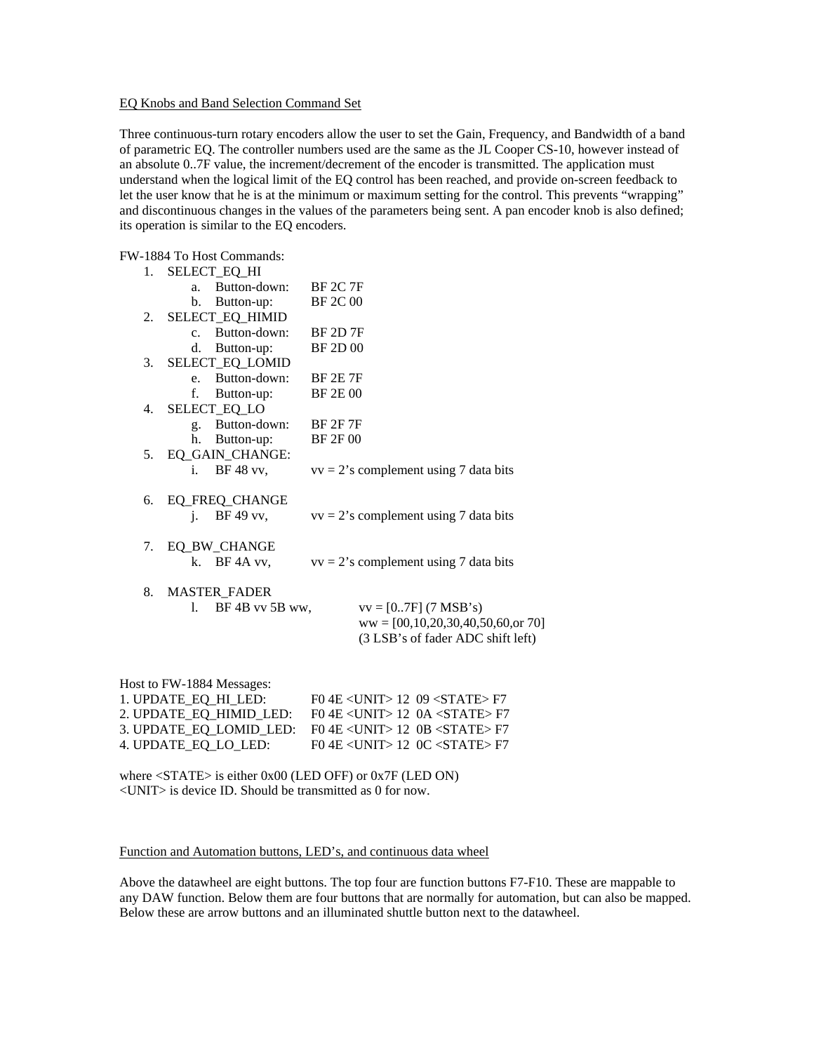EQ Knobs and Band Selection Command Set

Three continuous-turn rotary encoders allow the user to set the Gain, Frequency, and Bandwidth of a band of parametric EQ. The controller numbers used are the same as the JL Cooper CS-10, however instead of an absolute 0..7F value, the increment/decrement of the encoder is transmitted. The application must understand when the logical limit of the EQ control has been reached, and provide on-screen feedback to let the user know that he is at the minimum or maximum setting for the control. This prevents "wrapping" and discontinuous changes in the values of the parameters being sent. A pan encoder knob is also defined; its operation is similar to the EQ encoders.

FW-1884 To Host Commands:

1. SELECT_EQ_HI
   a. Button-down: BF 2C 7F
   b. Button-up: BF 2C 00
2. SELECT_EQ_HIMID
   c. Button-down: BF 2D 7F
   d. Button-up: BF 2D 00
3. SELECT_EQ_LOMID
   e. Button-down: BF 2E 7F
   f. Button-up: BF 2E 00
4. SELECT_EQ_LO
   g. Button-down: BF 2F 7F
   h. Button-up: BF 2F 00
5. EQ_GAIN_CHANGE:
   i. BF 48 vv, vv = 2's complement using 7 data bits
6. EQ_FREQ_CHANGE
   j. BF 49 vv, vv = 2's complement using 7 data bits
7. EQ_BW_CHANGE
   k. BF 4A vv, vv = 2's complement using 7 data bits
8. MASTER_FADER
   l. BF 4B vv 5B ww, vv = [0..7F] (7 MSB's)
      ww = [00,10,20,30,40,50,60,or 70]
      (3 LSB's of fader ADC shift left)

Host to FW-1884 Messages:

1. UPDATE_EQ_HI_LED: F0 4E <UNIT> 12 09 <STATE> F7
2. UPDATE_EQ_HIMID_LED: F0 4E <UNIT> 12 0A <STATE> F7
3. UPDATE_EQ_LOMID_LED: F0 4E <UNIT> 12 0B <STATE> F7
4. UPDATE_EQ_LO_LED: F0 4E <UNIT> 12 0C <STATE> F7

where <STATE> is either 0x00 (LED OFF) or 0x7F (LED ON)
<UNIT> is device ID. Should be transmitted as 0 for now.

Function and Automation buttons, LED's, and continuous data wheel

Above the datawheel are eight buttons. The top four are function buttons F7-F10. These are mappable to any DAW function. Below them are four buttons that are normally for automation, but can also be mapped. Below these are arrow buttons and an illuminated shuttle button next to the datawheel.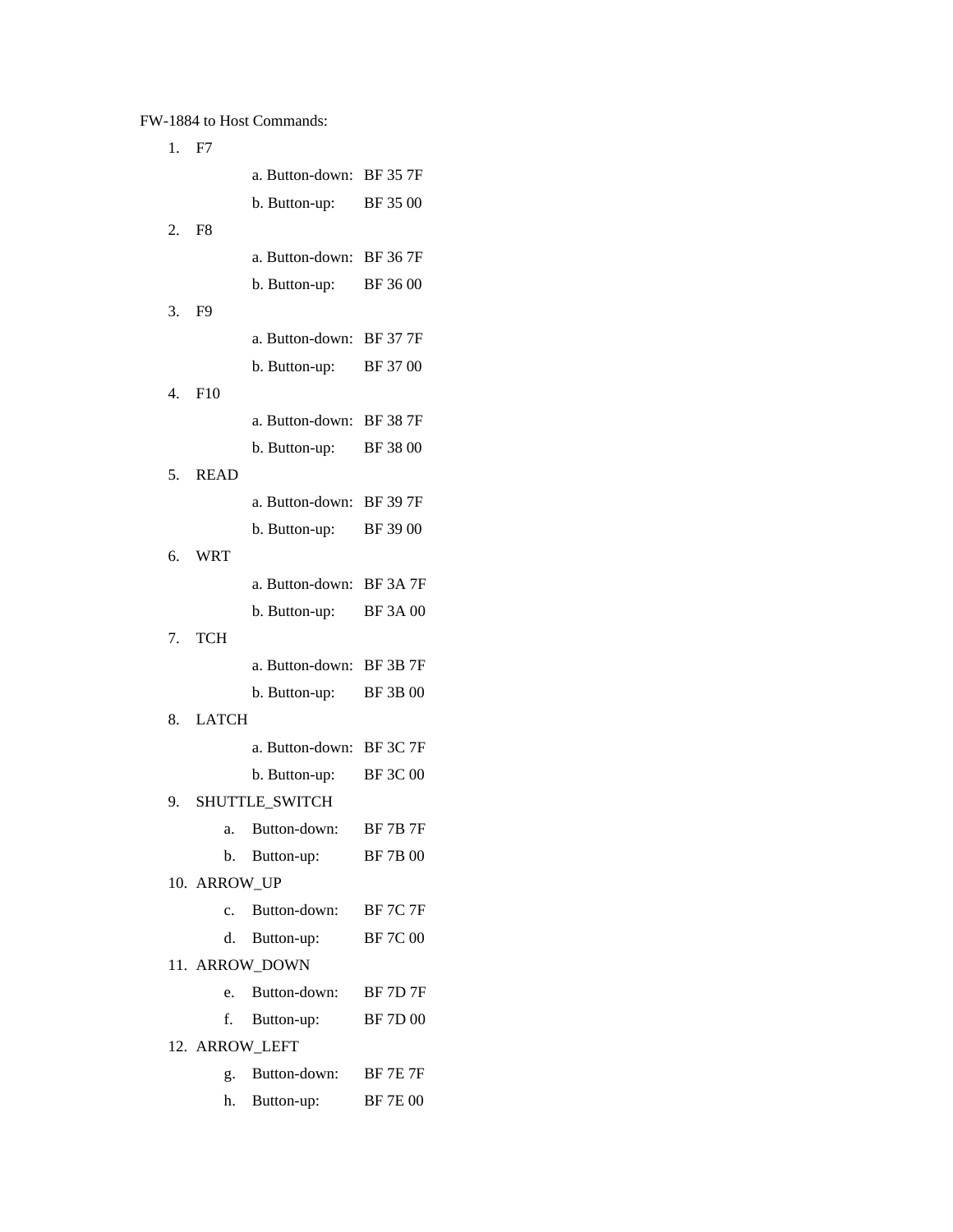FW-1884 to Host Commands:

1. F7
    - a. Button-down: BF 35 7F
    - b. Button-up: BF 35 00
2. F8
    - a. Button-down: BF 36 7F
    - b. Button-up: BF 36 00
3. F9
    - a. Button-down: BF 37 7F
    - b. Button-up: BF 37 00
4. F10
    - a. Button-down: BF 38 7F
    - b. Button-up: BF 38 00
5. READ
    - a. Button-down: BF 39 7F
    - b. Button-up: BF 39 00
6. WRT
    - a. Button-down: BF 3A 7F
    - b. Button-up: BF 3A 00
7. TCH
    - a. Button-down: BF 3B 7F
    - b. Button-up: BF 3B 00
8. LATCH
    - a. Button-down: BF 3C 7F
    - b. Button-up: BF 3C 00
9. SHUTTLE_SWITCH
    - a. Button-down: BF 7B 7F
    - b. Button-up: BF 7B 00
10. ARROW_UP
    - c. Button-down: BF 7C 7F
    - d. Button-up: BF 7C 00
11. ARROW_DOWN
    - e. Button-down: BF 7D 7F
    - f. Button-up: BF 7D 00
12. ARROW_LEFT
    - g. Button-down: BF 7E 7F
    - h. Button-up: BF 7E 00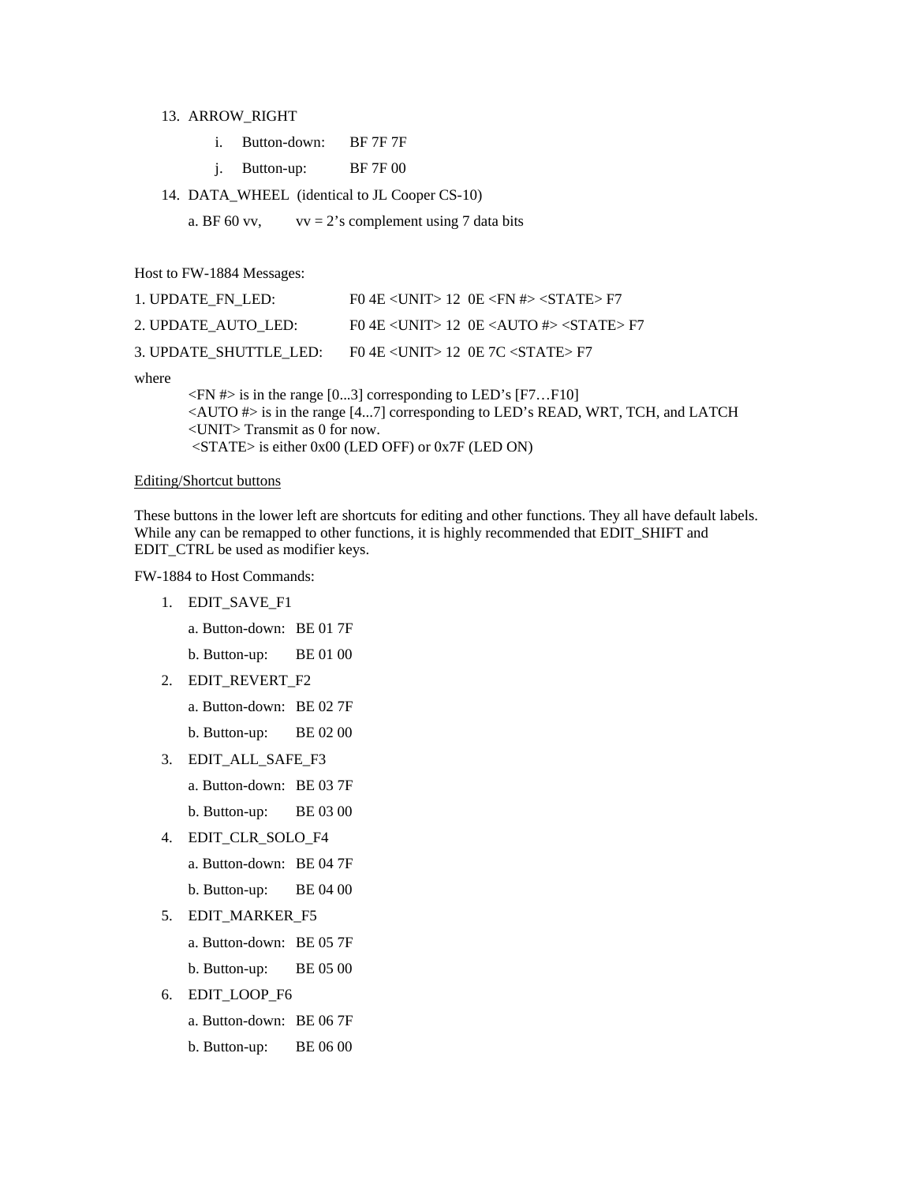13. ARROW_RIGHT

    i. Button-down: BF 7F 7F

    j. Button-up: BF 7F 00

14. DATA_WHEEL (identical to JL Cooper CS-10)

    a. BF 60 vv, vv = 2's complement using 7 data bits

Host to FW-1884 Messages:

1. UPDATE_FN_LED: F0 4E <UNIT> 12 0E <FN #> <STATE> F7
2. UPDATE_AUTO_LED: F0 4E <UNIT> 12 0E <AUTO #> <STATE> F7
3. UPDATE_SHUTTLE_LED: F0 4E <UNIT> 12 0E 7C <STATE> F7

where

<FN #> is in the range [0...3] corresponding to LED's [F7…F10]
<AUTO #> is in the range [4...7] corresponding to LED's READ, WRT, TCH, and LATCH
<UNIT> Transmit as 0 for now.
<STATE> is either 0x00 (LED OFF) or 0x7F (LED ON)

<u>Editing/Shortcut buttons</u>

These buttons in the lower left are shortcuts for editing and other functions. They all have default labels. While any can be remapped to other functions, it is highly recommended that EDIT_SHIFT and EDIT_CTRL be used as modifier keys.

FW-1884 to Host Commands:

1. EDIT_SAVE_F1

   a. Button-down: BE 01 7F

   b. Button-up: BE 01 00

2. EDIT_REVERT_F2

   a. Button-down: BE 02 7F

   b. Button-up: BE 02 00

3. EDIT_ALL_SAFE_F3

   a. Button-down: BE 03 7F

   b. Button-up: BE 03 00

4. EDIT_CLR_SOLO_F4

   a. Button-down: BE 04 7F

   b. Button-up: BE 04 00

5. EDIT_MARKER_F5

   a. Button-down: BE 05 7F

   b. Button-up: BE 05 00

6. EDIT_LOOP_F6

   a. Button-down: BE 06 7F

   b. Button-up: BE 06 00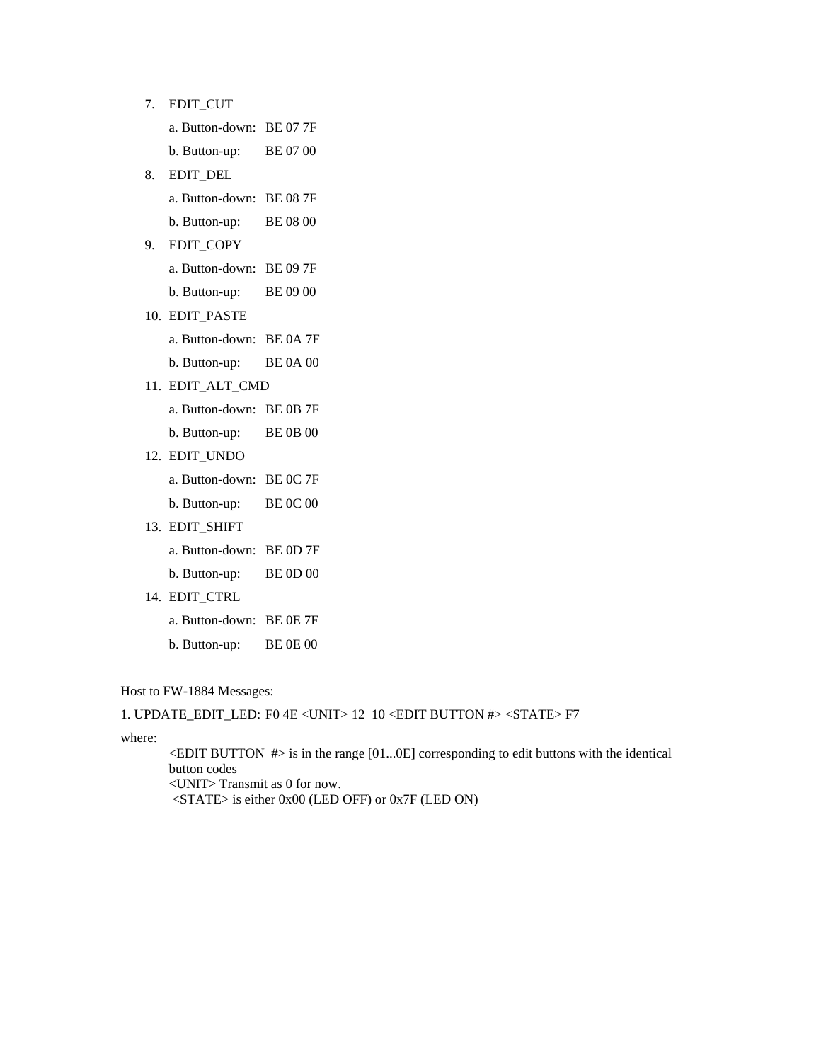7. EDIT_CUT
   a. Button-down: BE 07 7F
   b. Button-up: BE 07 00
8. EDIT_DEL
   a. Button-down: BE 08 7F
   b. Button-up: BE 08 00
9. EDIT_COPY
   a. Button-down: BE 09 7F
   b. Button-up: BE 09 00
10. EDIT_PASTE
    a. Button-down: BE 0A 7F
    b. Button-up: BE 0A 00
11. EDIT_ALT_CMD
    a. Button-down: BE 0B 7F
    b. Button-up: BE 0B 00
12. EDIT_UNDO
    a. Button-down: BE 0C 7F
    b. Button-up: BE 0C 00
13. EDIT_SHIFT
    a. Button-down: BE 0D 7F
    b. Button-up: BE 0D 00
14. EDIT_CTRL
    a. Button-down: BE 0E 7F
    b. Button-up: BE 0E 00

Host to FW-1884 Messages:

1. UPDATE_EDIT_LED: F0 4E <UNIT> 12 10 <EDIT BUTTON #> <STATE> F7

where:

<EDIT BUTTON #> is in the range [01...0E] corresponding to edit buttons with the identical button codes
<UNIT> Transmit as 0 for now.
<STATE> is either 0x00 (LED OFF) or 0x7F (LED ON)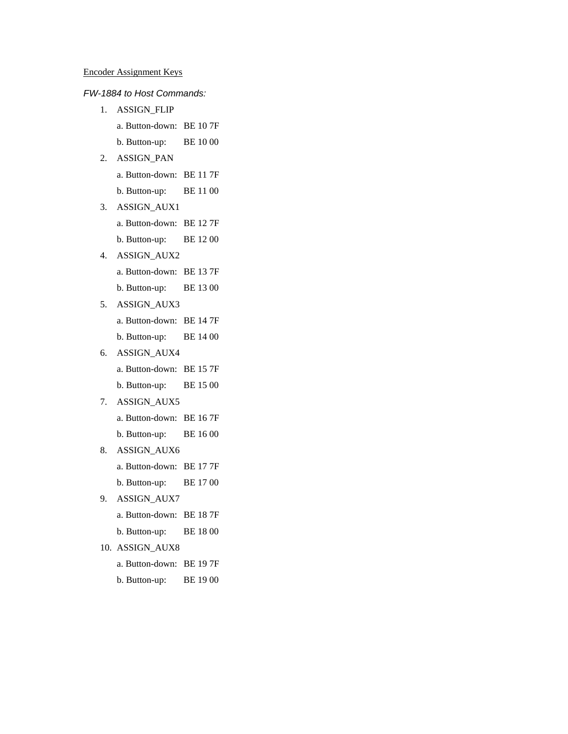Encoder Assignment Keys

*FW-1884 to Host Commands:*

1. ASSIGN_FLIP
   a. Button-down: BE 10 7F
   b. Button-up: BE 10 00
2. ASSIGN_PAN
   a. Button-down: BE 11 7F
   b. Button-up: BE 11 00
3. ASSIGN_AUX1
   a. Button-down: BE 12 7F
   b. Button-up: BE 12 00
4. ASSIGN_AUX2
   a. Button-down: BE 13 7F
   b. Button-up: BE 13 00
5. ASSIGN_AUX3
   a. Button-down: BE 14 7F
   b. Button-up: BE 14 00
6. ASSIGN_AUX4
   a. Button-down: BE 15 7F
   b. Button-up: BE 15 00
7. ASSIGN_AUX5
   a. Button-down: BE 16 7F
   b. Button-up: BE 16 00
8. ASSIGN_AUX6
   a. Button-down: BE 17 7F
   b. Button-up: BE 17 00
9. ASSIGN_AUX7
   a. Button-down: BE 18 7F
   b. Button-up: BE 18 00
10. ASSIGN_AUX8
    a. Button-down: BE 19 7F
    b. Button-up: BE 19 00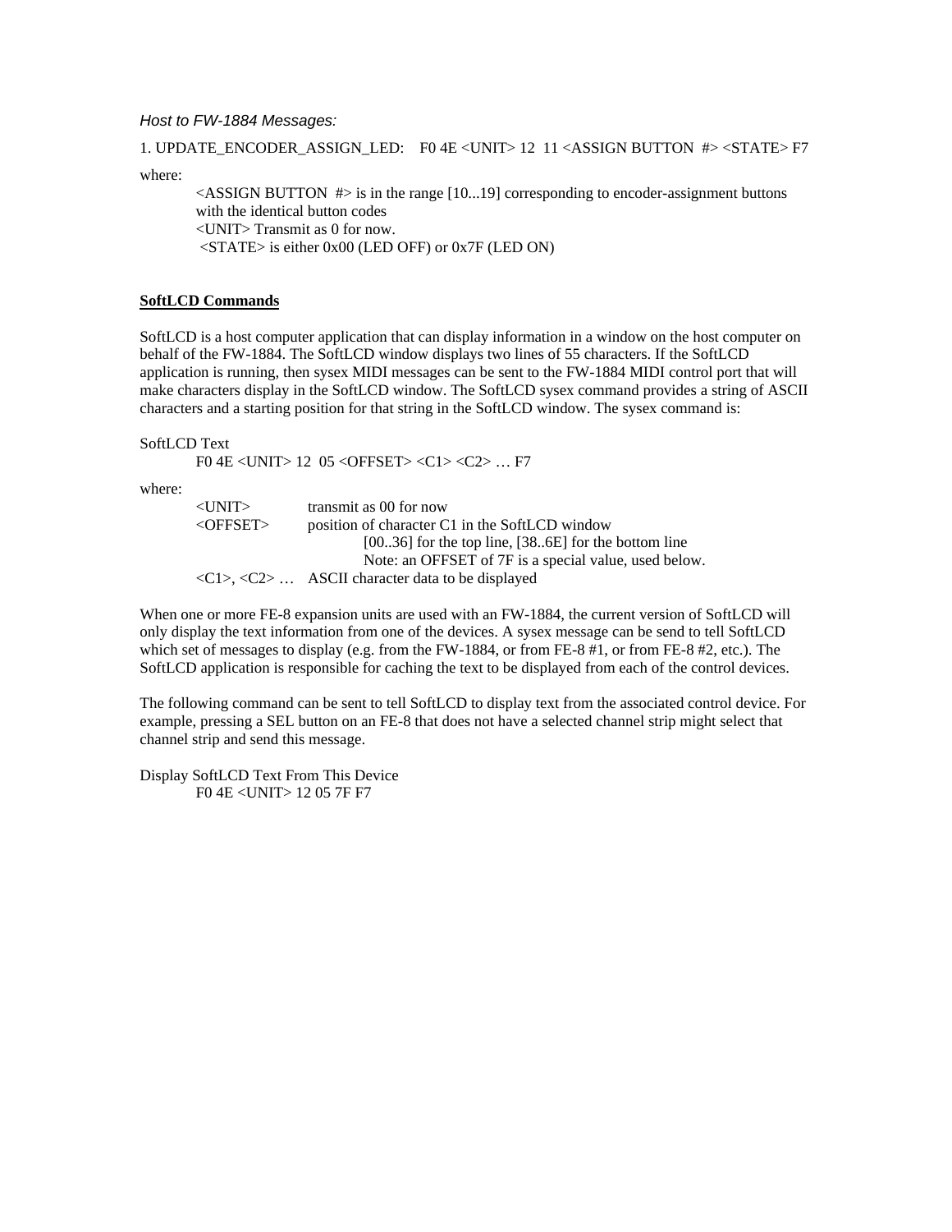*Host to FW-1884 Messages:*

1. UPDATE_ENCODER_ASSIGN_LED: F0 4E <UNIT> 12 11 <ASSIGN BUTTON #> <STATE> F7

where:

> <ASSIGN BUTTON #> is in the range [10...19] corresponding to encoder-assignment buttons with the identical button codes
> <UNIT> Transmit as 0 for now.
> <STATE> is either 0x00 (LED OFF) or 0x7F (LED ON)

**SoftLCD Commands**

SoftLCD is a host computer application that can display information in a window on the host computer on behalf of the FW-1884. The SoftLCD window displays two lines of 55 characters. If the SoftLCD application is running, then sysex MIDI messages can be sent to the FW-1884 MIDI control port that will make characters display in the SoftLCD window. The SoftLCD sysex command provides a string of ASCII characters and a starting position for that string in the SoftLCD window. The sysex command is:

SoftLCD Text

> F0 4E <UNIT> 12 05 <OFFSET> <C1> <C2> … F7

where:

| | |
|---|---|
| <UNIT> | transmit as 00 for now |
| <OFFSET> | position of character C1 in the SoftLCD window<br>[00..36] for the top line, [38..6E] for the bottom line<br>Note: an OFFSET of 7F is a special value, used below. |
| <C1>, <C2> … | ASCII character data to be displayed |

When one or more FE-8 expansion units are used with an FW-1884, the current version of SoftLCD will only display the text information from one of the devices. A sysex message can be send to tell SoftLCD which set of messages to display (e.g. from the FW-1884, or from FE-8 #1, or from FE-8 #2, etc.). The SoftLCD application is responsible for caching the text to be displayed from each of the control devices.

The following command can be sent to tell SoftLCD to display text from the associated control device. For example, pressing a SEL button on an FE-8 that does not have a selected channel strip might select that channel strip and send this message.

Display SoftLCD Text From This Device

> F0 4E <UNIT> 12 05 7F F7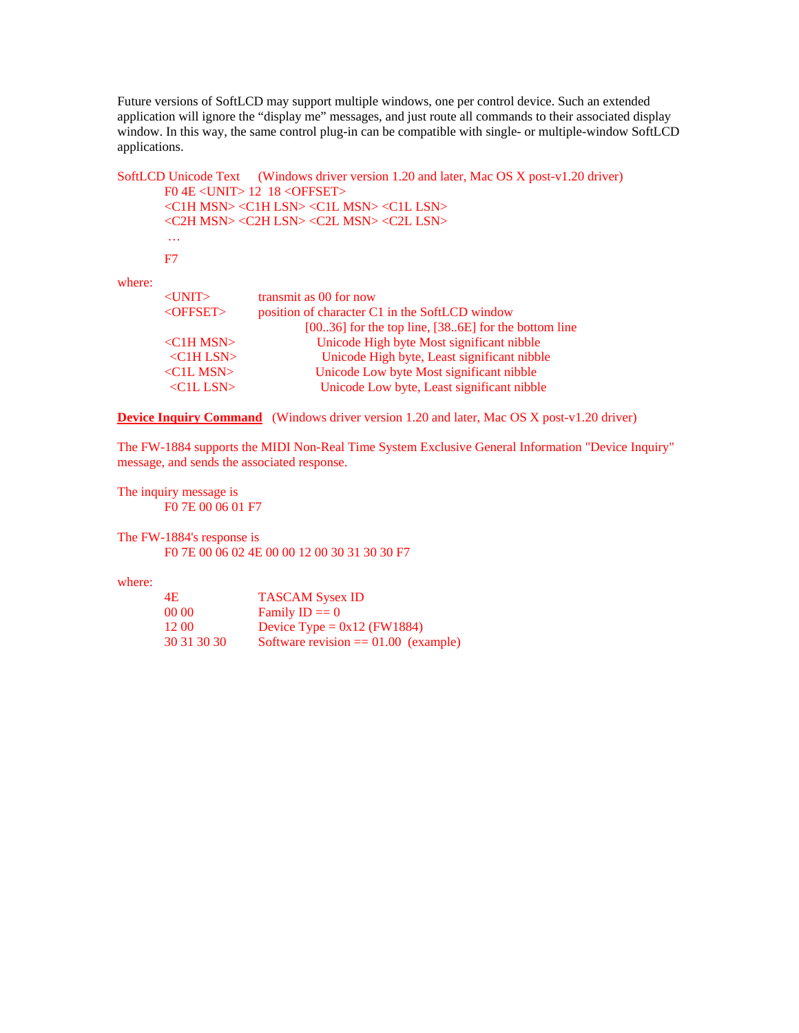Future versions of SoftLCD may support multiple windows, one per control device. Such an extended application will ignore the “display me” messages, and just route all commands to their associated display window. In this way, the same control plug-in can be compatible with single- or multiple-window SoftLCD applications.

SoftLCD Unicode Text (Windows driver version 1.20 and later, Mac OS X post-v1.20 driver)

```
F0 4E <UNIT> 12  18 <OFFSET>
<C1H MSN> <C1H LSN> <C1L MSN> <C1L LSN>
<C2H MSN> <C2H LSN> <C2L MSN> <C2L LSN>
 …
F7
```

where:

| | |
|---|---|
| <UNIT> | transmit as 00 for now |
| <OFFSET> | position of character C1 in the SoftLCD window [00..36] for the top line, [38..6E] for the bottom line |
| <C1H MSN> | Unicode High byte Most significant nibble |
| <C1H LSN> | Unicode High byte, Least significant nibble |
| <C1L MSN> | Unicode Low byte Most significant nibble |
| <C1L LSN> | Unicode Low byte, Least significant nibble |

**<u>Device Inquiry Command</u>** (Windows driver version 1.20 and later, Mac OS X post-v1.20 driver)

The FW-1884 supports the MIDI Non-Real Time System Exclusive General Information "Device Inquiry" message, and sends the associated response.

The inquiry message is

```
F0 7E 00 06 01 F7
```

The FW-1884's response is

```
F0 7E 00 06 02 4E 00 00 12 00 30 31 30 30 F7
```

where:

| | |
|---|---|
| 4E | TASCAM Sysex ID |
| 00 00 | Family ID == 0 |
| 12 00 | Device Type = 0x12 (FW1884) |
| 30 31 30 30 | Software revision == 01.00 (example) |